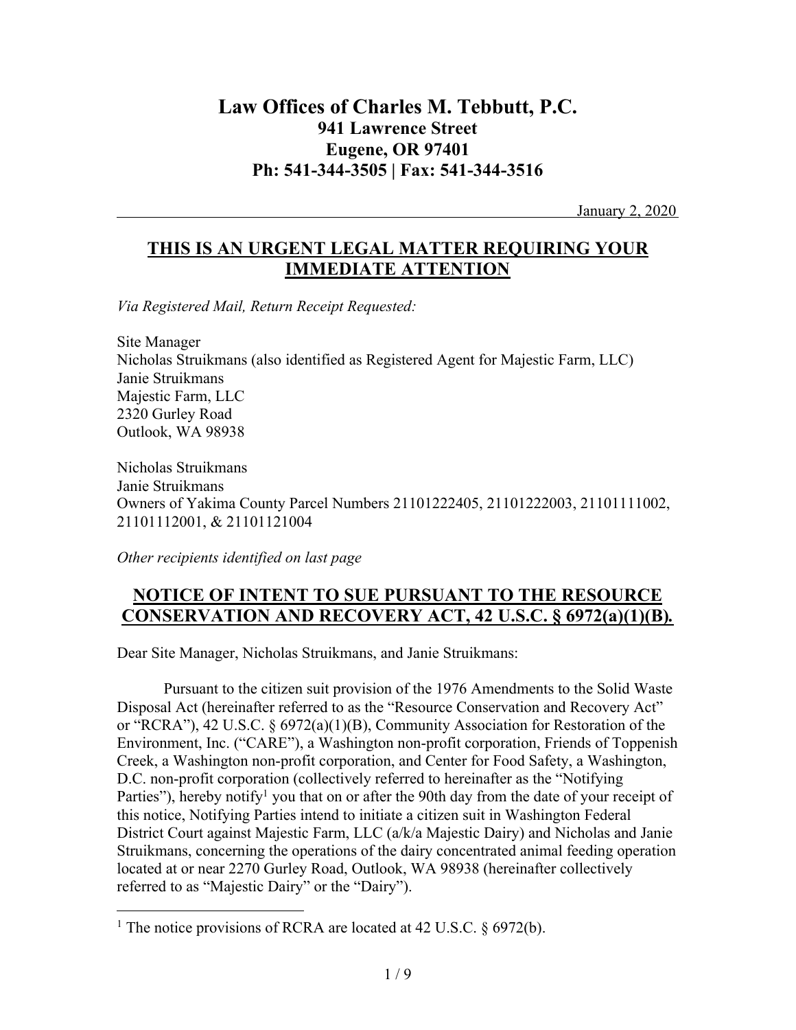# Law Offices of Charles M. Tebbutt, P.C.

**941 Lawrence Street**
**Eugene, OR 97401**
**Ph: 541-344-3505 | Fax: 541-344-3516**

January 2, 2020

## THIS IS AN URGENT LEGAL MATTER REQUIRING YOUR IMMEDIATE ATTENTION

*Via Registered Mail, Return Receipt Requested:*

Site Manager
Nicholas Struikmans (also identified as Registered Agent for Majestic Farm, LLC)
Janie Struikmans
Majestic Farm, LLC
2320 Gurley Road
Outlook, WA 98938

Nicholas Struikmans
Janie Struikmans
Owners of Yakima County Parcel Numbers 21101222405, 21101222003, 21101111002, 21101112001, & 21101121004

*Other recipients identified on last page*

## NOTICE OF INTENT TO SUE PURSUANT TO THE RESOURCE CONSERVATION AND RECOVERY ACT, 42 U.S.C. § 6972(a)(1)(B).

Dear Site Manager, Nicholas Struikmans, and Janie Struikmans:

Pursuant to the citizen suit provision of the 1976 Amendments to the Solid Waste Disposal Act (hereinafter referred to as the "Resource Conservation and Recovery Act" or "RCRA"), 42 U.S.C. § 6972(a)(1)(B), Community Association for Restoration of the Environment, Inc. ("CARE"), a Washington non-profit corporation, Friends of Toppenish Creek, a Washington non-profit corporation, and Center for Food Safety, a Washington, D.C. non-profit corporation (collectively referred to hereinafter as the "Notifying Parties"), hereby notify[1] you that on or after the 90th day from the date of your receipt of this notice, Notifying Parties intend to initiate a citizen suit in Washington Federal District Court against Majestic Farm, LLC (a/k/a Majestic Dairy) and Nicholas and Janie Struikmans, concerning the operations of the dairy concentrated animal feeding operation located at or near 2270 Gurley Road, Outlook, WA 98938 (hereinafter collectively referred to as "Majestic Dairy" or the "Dairy").

[1] The notice provisions of RCRA are located at 42 U.S.C. § 6972(b).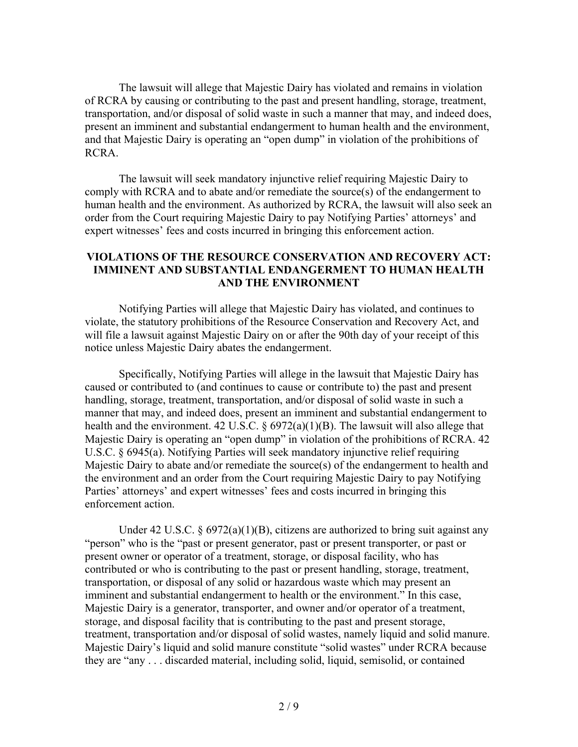The lawsuit will allege that Majestic Dairy has violated and remains in violation of RCRA by causing or contributing to the past and present handling, storage, treatment, transportation, and/or disposal of solid waste in such a manner that may, and indeed does, present an imminent and substantial endangerment to human health and the environment, and that Majestic Dairy is operating an "open dump" in violation of the prohibitions of RCRA.

The lawsuit will seek mandatory injunctive relief requiring Majestic Dairy to comply with RCRA and to abate and/or remediate the source(s) of the endangerment to human health and the environment. As authorized by RCRA, the lawsuit will also seek an order from the Court requiring Majestic Dairy to pay Notifying Parties' attorneys' and expert witnesses' fees and costs incurred in bringing this enforcement action.

## VIOLATIONS OF THE RESOURCE CONSERVATION AND RECOVERY ACT: IMMINENT AND SUBSTANTIAL ENDANGERMENT TO HUMAN HEALTH AND THE ENVIRONMENT

Notifying Parties will allege that Majestic Dairy has violated, and continues to violate, the statutory prohibitions of the Resource Conservation and Recovery Act, and will file a lawsuit against Majestic Dairy on or after the 90th day of your receipt of this notice unless Majestic Dairy abates the endangerment.

Specifically, Notifying Parties will allege in the lawsuit that Majestic Dairy has caused or contributed to (and continues to cause or contribute to) the past and present handling, storage, treatment, transportation, and/or disposal of solid waste in such a manner that may, and indeed does, present an imminent and substantial endangerment to health and the environment. 42 U.S.C. § 6972(a)(1)(B). The lawsuit will also allege that Majestic Dairy is operating an "open dump" in violation of the prohibitions of RCRA. 42 U.S.C. § 6945(a). Notifying Parties will seek mandatory injunctive relief requiring Majestic Dairy to abate and/or remediate the source(s) of the endangerment to health and the environment and an order from the Court requiring Majestic Dairy to pay Notifying Parties' attorneys' and expert witnesses' fees and costs incurred in bringing this enforcement action.

Under 42 U.S.C. § 6972(a)(1)(B), citizens are authorized to bring suit against any "person" who is the "past or present generator, past or present transporter, or past or present owner or operator of a treatment, storage, or disposal facility, who has contributed or who is contributing to the past or present handling, storage, treatment, transportation, or disposal of any solid or hazardous waste which may present an imminent and substantial endangerment to health or the environment." In this case, Majestic Dairy is a generator, transporter, and owner and/or operator of a treatment, storage, and disposal facility that is contributing to the past and present storage, treatment, transportation and/or disposal of solid wastes, namely liquid and solid manure. Majestic Dairy's liquid and solid manure constitute "solid wastes" under RCRA because they are "any . . . discarded material, including solid, liquid, semisolid, or contained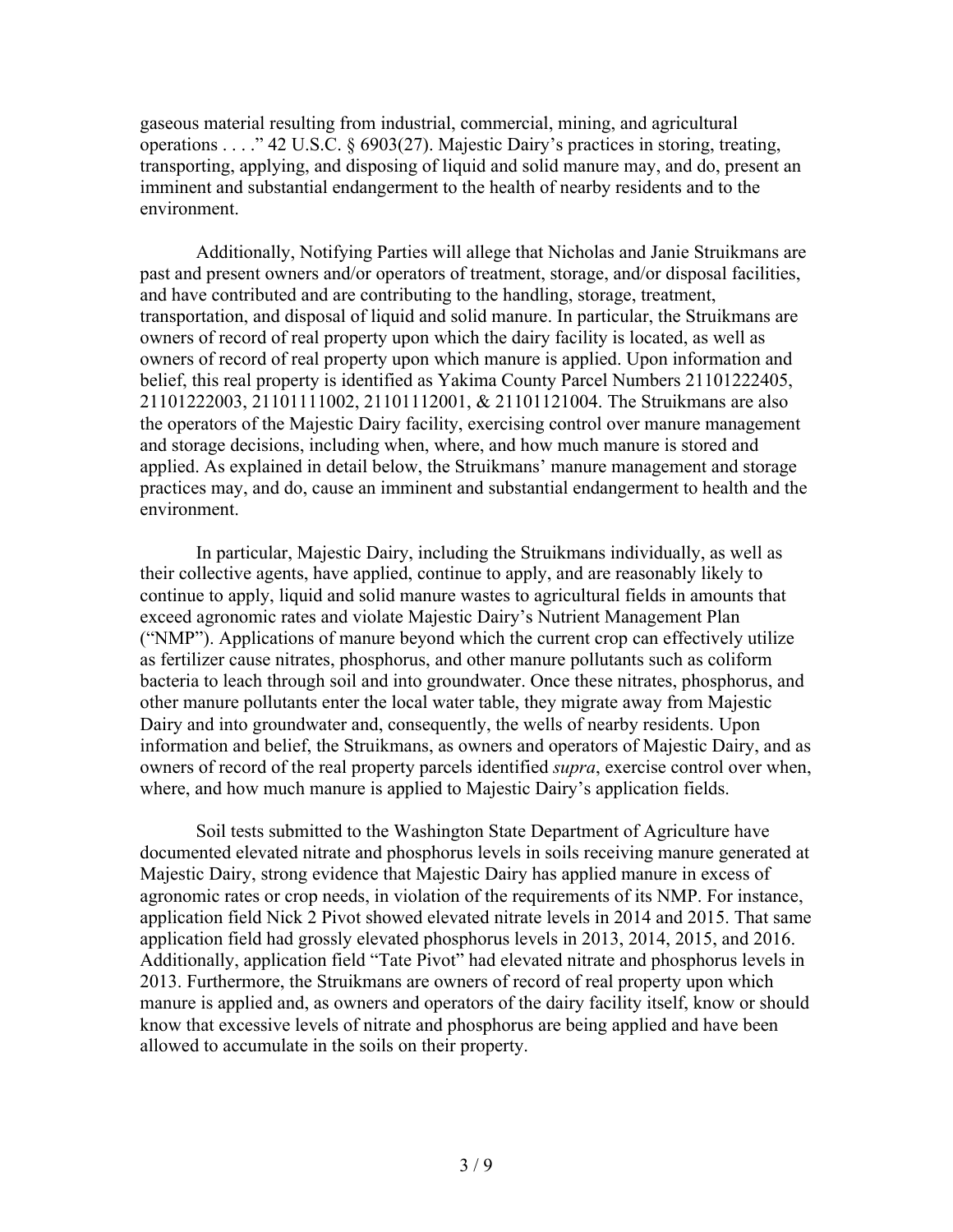gaseous material resulting from industrial, commercial, mining, and agricultural operations . . . ." 42 U.S.C. § 6903(27). Majestic Dairy's practices in storing, treating, transporting, applying, and disposing of liquid and solid manure may, and do, present an imminent and substantial endangerment to the health of nearby residents and to the environment.

Additionally, Notifying Parties will allege that Nicholas and Janie Struikmans are past and present owners and/or operators of treatment, storage, and/or disposal facilities, and have contributed and are contributing to the handling, storage, treatment, transportation, and disposal of liquid and solid manure. In particular, the Struikmans are owners of record of real property upon which the dairy facility is located, as well as owners of record of real property upon which manure is applied. Upon information and belief, this real property is identified as Yakima County Parcel Numbers 21101222405, 21101222003, 21101111002, 21101112001, & 21101121004. The Struikmans are also the operators of the Majestic Dairy facility, exercising control over manure management and storage decisions, including when, where, and how much manure is stored and applied. As explained in detail below, the Struikmans' manure management and storage practices may, and do, cause an imminent and substantial endangerment to health and the environment.

In particular, Majestic Dairy, including the Struikmans individually, as well as their collective agents, have applied, continue to apply, and are reasonably likely to continue to apply, liquid and solid manure wastes to agricultural fields in amounts that exceed agronomic rates and violate Majestic Dairy's Nutrient Management Plan ("NMP"). Applications of manure beyond which the current crop can effectively utilize as fertilizer cause nitrates, phosphorus, and other manure pollutants such as coliform bacteria to leach through soil and into groundwater. Once these nitrates, phosphorus, and other manure pollutants enter the local water table, they migrate away from Majestic Dairy and into groundwater and, consequently, the wells of nearby residents. Upon information and belief, the Struikmans, as owners and operators of Majestic Dairy, and as owners of record of the real property parcels identified *supra*, exercise control over when, where, and how much manure is applied to Majestic Dairy's application fields.

Soil tests submitted to the Washington State Department of Agriculture have documented elevated nitrate and phosphorus levels in soils receiving manure generated at Majestic Dairy, strong evidence that Majestic Dairy has applied manure in excess of agronomic rates or crop needs, in violation of the requirements of its NMP. For instance, application field Nick 2 Pivot showed elevated nitrate levels in 2014 and 2015. That same application field had grossly elevated phosphorus levels in 2013, 2014, 2015, and 2016. Additionally, application field "Tate Pivot" had elevated nitrate and phosphorus levels in 2013. Furthermore, the Struikmans are owners of record of real property upon which manure is applied and, as owners and operators of the dairy facility itself, know or should know that excessive levels of nitrate and phosphorus are being applied and have been allowed to accumulate in the soils on their property.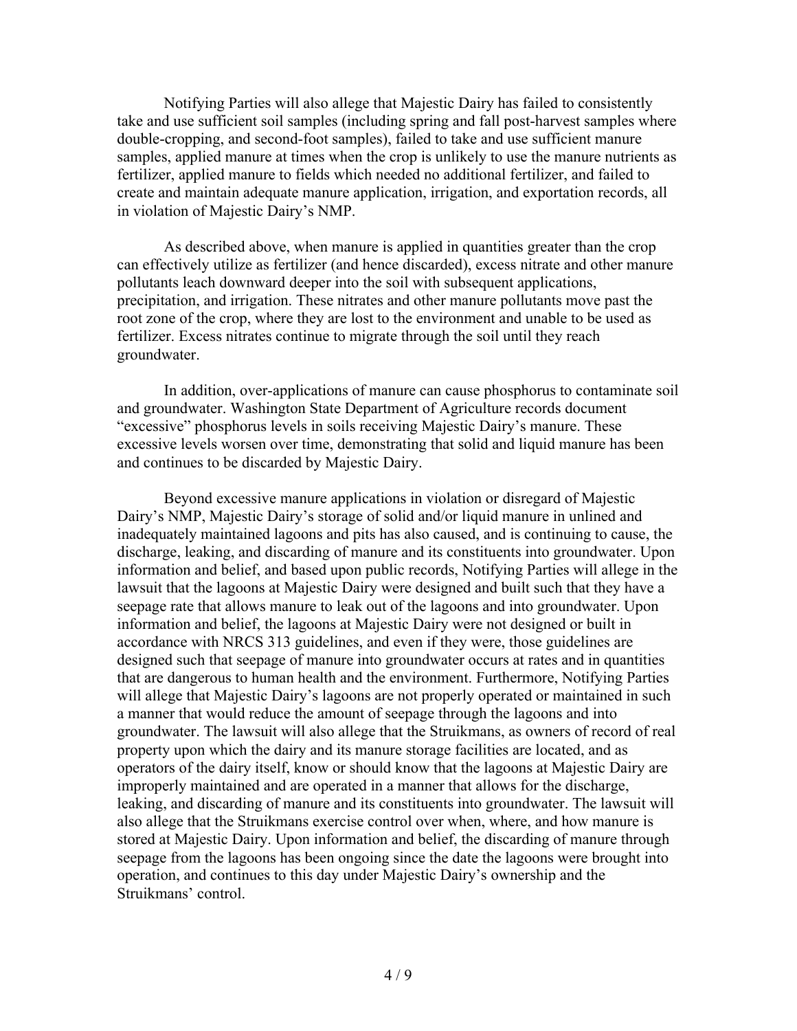Notifying Parties will also allege that Majestic Dairy has failed to consistently take and use sufficient soil samples (including spring and fall post-harvest samples where double-cropping, and second-foot samples), failed to take and use sufficient manure samples, applied manure at times when the crop is unlikely to use the manure nutrients as fertilizer, applied manure to fields which needed no additional fertilizer, and failed to create and maintain adequate manure application, irrigation, and exportation records, all in violation of Majestic Dairy's NMP.

As described above, when manure is applied in quantities greater than the crop can effectively utilize as fertilizer (and hence discarded), excess nitrate and other manure pollutants leach downward deeper into the soil with subsequent applications, precipitation, and irrigation. These nitrates and other manure pollutants move past the root zone of the crop, where they are lost to the environment and unable to be used as fertilizer. Excess nitrates continue to migrate through the soil until they reach groundwater.

In addition, over-applications of manure can cause phosphorus to contaminate soil and groundwater. Washington State Department of Agriculture records document "excessive" phosphorus levels in soils receiving Majestic Dairy's manure. These excessive levels worsen over time, demonstrating that solid and liquid manure has been and continues to be discarded by Majestic Dairy.

Beyond excessive manure applications in violation or disregard of Majestic Dairy's NMP, Majestic Dairy's storage of solid and/or liquid manure in unlined and inadequately maintained lagoons and pits has also caused, and is continuing to cause, the discharge, leaking, and discarding of manure and its constituents into groundwater. Upon information and belief, and based upon public records, Notifying Parties will allege in the lawsuit that the lagoons at Majestic Dairy were designed and built such that they have a seepage rate that allows manure to leak out of the lagoons and into groundwater. Upon information and belief, the lagoons at Majestic Dairy were not designed or built in accordance with NRCS 313 guidelines, and even if they were, those guidelines are designed such that seepage of manure into groundwater occurs at rates and in quantities that are dangerous to human health and the environment. Furthermore, Notifying Parties will allege that Majestic Dairy's lagoons are not properly operated or maintained in such a manner that would reduce the amount of seepage through the lagoons and into groundwater. The lawsuit will also allege that the Struikmans, as owners of record of real property upon which the dairy and its manure storage facilities are located, and as operators of the dairy itself, know or should know that the lagoons at Majestic Dairy are improperly maintained and are operated in a manner that allows for the discharge, leaking, and discarding of manure and its constituents into groundwater. The lawsuit will also allege that the Struikmans exercise control over when, where, and how manure is stored at Majestic Dairy. Upon information and belief, the discarding of manure through seepage from the lagoons has been ongoing since the date the lagoons were brought into operation, and continues to this day under Majestic Dairy's ownership and the Struikmans' control.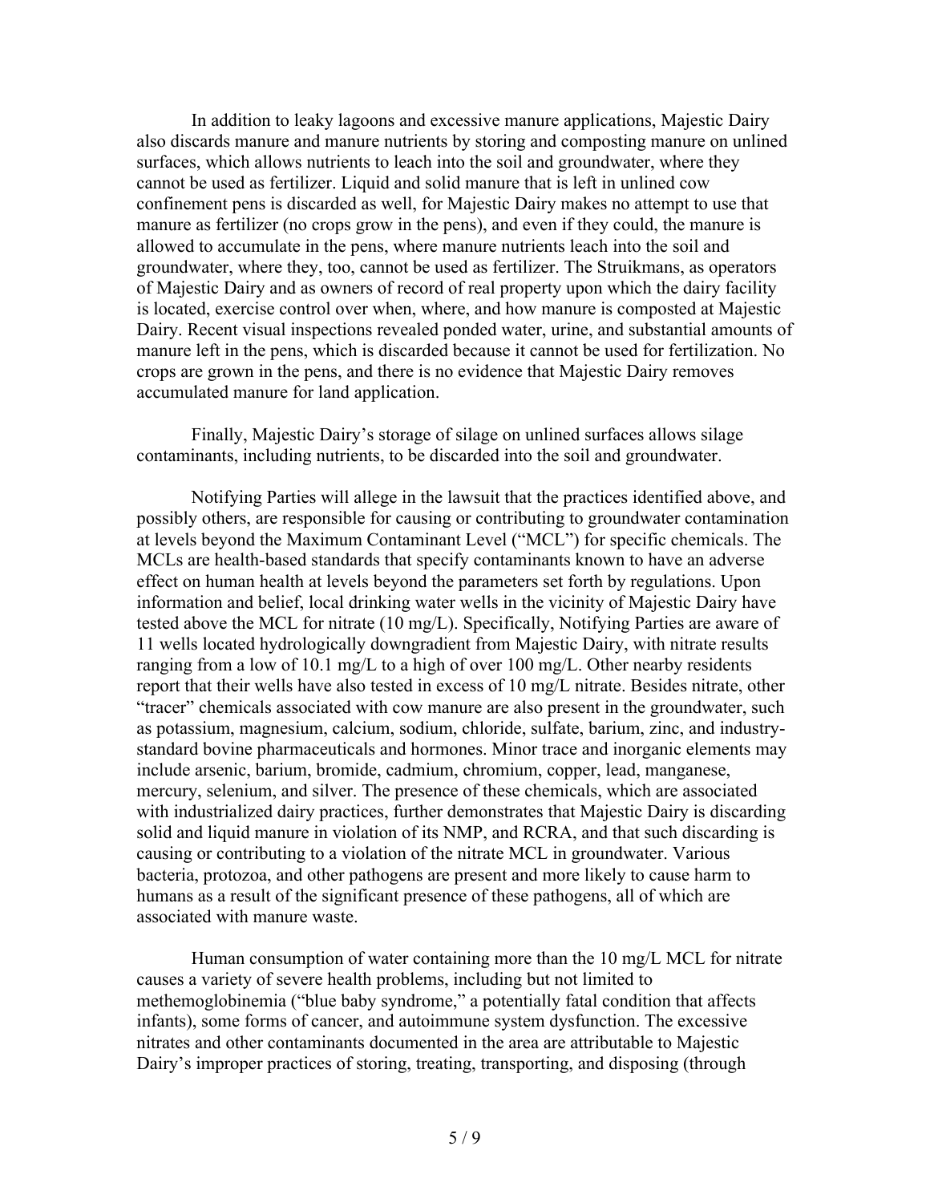In addition to leaky lagoons and excessive manure applications, Majestic Dairy also discards manure and manure nutrients by storing and composting manure on unlined surfaces, which allows nutrients to leach into the soil and groundwater, where they cannot be used as fertilizer. Liquid and solid manure that is left in unlined cow confinement pens is discarded as well, for Majestic Dairy makes no attempt to use that manure as fertilizer (no crops grow in the pens), and even if they could, the manure is allowed to accumulate in the pens, where manure nutrients leach into the soil and groundwater, where they, too, cannot be used as fertilizer. The Struikmans, as operators of Majestic Dairy and as owners of record of real property upon which the dairy facility is located, exercise control over when, where, and how manure is composted at Majestic Dairy. Recent visual inspections revealed ponded water, urine, and substantial amounts of manure left in the pens, which is discarded because it cannot be used for fertilization. No crops are grown in the pens, and there is no evidence that Majestic Dairy removes accumulated manure for land application.

Finally, Majestic Dairy's storage of silage on unlined surfaces allows silage contaminants, including nutrients, to be discarded into the soil and groundwater.

Notifying Parties will allege in the lawsuit that the practices identified above, and possibly others, are responsible for causing or contributing to groundwater contamination at levels beyond the Maximum Contaminant Level ("MCL") for specific chemicals. The MCLs are health-based standards that specify contaminants known to have an adverse effect on human health at levels beyond the parameters set forth by regulations. Upon information and belief, local drinking water wells in the vicinity of Majestic Dairy have tested above the MCL for nitrate (10 mg/L). Specifically, Notifying Parties are aware of 11 wells located hydrologically downgradient from Majestic Dairy, with nitrate results ranging from a low of 10.1 mg/L to a high of over 100 mg/L. Other nearby residents report that their wells have also tested in excess of 10 mg/L nitrate. Besides nitrate, other "tracer" chemicals associated with cow manure are also present in the groundwater, such as potassium, magnesium, calcium, sodium, chloride, sulfate, barium, zinc, and industry-standard bovine pharmaceuticals and hormones. Minor trace and inorganic elements may include arsenic, barium, bromide, cadmium, chromium, copper, lead, manganese, mercury, selenium, and silver. The presence of these chemicals, which are associated with industrialized dairy practices, further demonstrates that Majestic Dairy is discarding solid and liquid manure in violation of its NMP, and RCRA, and that such discarding is causing or contributing to a violation of the nitrate MCL in groundwater. Various bacteria, protozoa, and other pathogens are present and more likely to cause harm to humans as a result of the significant presence of these pathogens, all of which are associated with manure waste.

Human consumption of water containing more than the 10 mg/L MCL for nitrate causes a variety of severe health problems, including but not limited to methemoglobinemia ("blue baby syndrome," a potentially fatal condition that affects infants), some forms of cancer, and autoimmune system dysfunction. The excessive nitrates and other contaminants documented in the area are attributable to Majestic Dairy's improper practices of storing, treating, transporting, and disposing (through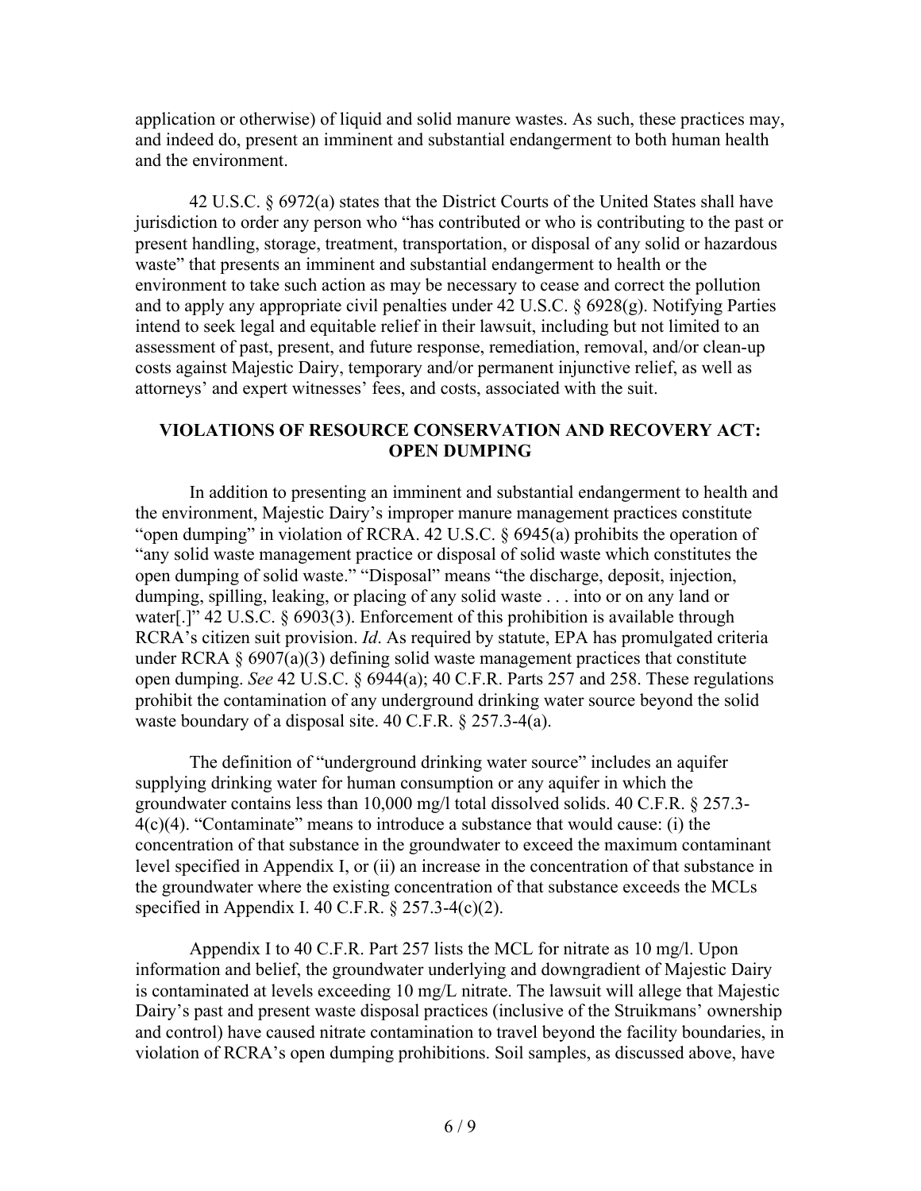application or otherwise) of liquid and solid manure wastes. As such, these practices may, and indeed do, present an imminent and substantial endangerment to both human health and the environment.

42 U.S.C. § 6972(a) states that the District Courts of the United States shall have jurisdiction to order any person who "has contributed or who is contributing to the past or present handling, storage, treatment, transportation, or disposal of any solid or hazardous waste" that presents an imminent and substantial endangerment to health or the environment to take such action as may be necessary to cease and correct the pollution and to apply any appropriate civil penalties under 42 U.S.C. § 6928(g). Notifying Parties intend to seek legal and equitable relief in their lawsuit, including but not limited to an assessment of past, present, and future response, remediation, removal, and/or clean-up costs against Majestic Dairy, temporary and/or permanent injunctive relief, as well as attorneys' and expert witnesses' fees, and costs, associated with the suit.

## VIOLATIONS OF RESOURCE CONSERVATION AND RECOVERY ACT: OPEN DUMPING

In addition to presenting an imminent and substantial endangerment to health and the environment, Majestic Dairy's improper manure management practices constitute "open dumping" in violation of RCRA. 42 U.S.C. § 6945(a) prohibits the operation of "any solid waste management practice or disposal of solid waste which constitutes the open dumping of solid waste." "Disposal" means "the discharge, deposit, injection, dumping, spilling, leaking, or placing of any solid waste . . . into or on any land or water[.]" 42 U.S.C. § 6903(3). Enforcement of this prohibition is available through RCRA's citizen suit provision. *Id*. As required by statute, EPA has promulgated criteria under RCRA § 6907(a)(3) defining solid waste management practices that constitute open dumping. *See* 42 U.S.C. § 6944(a); 40 C.F.R. Parts 257 and 258. These regulations prohibit the contamination of any underground drinking water source beyond the solid waste boundary of a disposal site. 40 C.F.R. § 257.3-4(a).

The definition of "underground drinking water source" includes an aquifer supplying drinking water for human consumption or any aquifer in which the groundwater contains less than 10,000 mg/l total dissolved solids. 40 C.F.R. § 257.3-4(c)(4). "Contaminate" means to introduce a substance that would cause: (i) the concentration of that substance in the groundwater to exceed the maximum contaminant level specified in Appendix I, or (ii) an increase in the concentration of that substance in the groundwater where the existing concentration of that substance exceeds the MCLs specified in Appendix I. 40 C.F.R. § 257.3-4(c)(2).

Appendix I to 40 C.F.R. Part 257 lists the MCL for nitrate as 10 mg/l. Upon information and belief, the groundwater underlying and downgradient of Majestic Dairy is contaminated at levels exceeding 10 mg/L nitrate. The lawsuit will allege that Majestic Dairy's past and present waste disposal practices (inclusive of the Struikmans' ownership and control) have caused nitrate contamination to travel beyond the facility boundaries, in violation of RCRA's open dumping prohibitions. Soil samples, as discussed above, have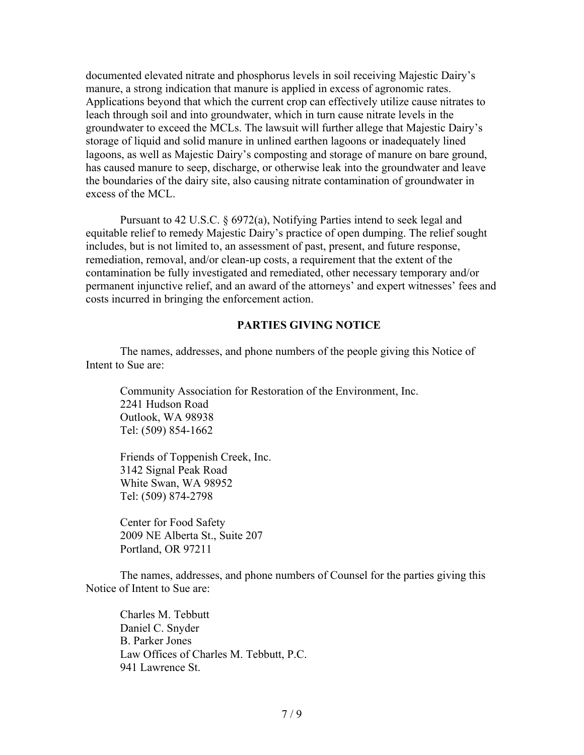documented elevated nitrate and phosphorus levels in soil receiving Majestic Dairy's manure, a strong indication that manure is applied in excess of agronomic rates. Applications beyond that which the current crop can effectively utilize cause nitrates to leach through soil and into groundwater, which in turn cause nitrate levels in the groundwater to exceed the MCLs. The lawsuit will further allege that Majestic Dairy's storage of liquid and solid manure in unlined earthen lagoons or inadequately lined lagoons, as well as Majestic Dairy's composting and storage of manure on bare ground, has caused manure to seep, discharge, or otherwise leak into the groundwater and leave the boundaries of the dairy site, also causing nitrate contamination of groundwater in excess of the MCL.

Pursuant to 42 U.S.C. § 6972(a), Notifying Parties intend to seek legal and equitable relief to remedy Majestic Dairy's practice of open dumping. The relief sought includes, but is not limited to, an assessment of past, present, and future response, remediation, removal, and/or clean-up costs, a requirement that the extent of the contamination be fully investigated and remediated, other necessary temporary and/or permanent injunctive relief, and an award of the attorneys' and expert witnesses' fees and costs incurred in bringing the enforcement action.

## PARTIES GIVING NOTICE

The names, addresses, and phone numbers of the people giving this Notice of Intent to Sue are:

Community Association for Restoration of the Environment, Inc.
2241 Hudson Road
Outlook, WA 98938
Tel: (509) 854-1662

Friends of Toppenish Creek, Inc.
3142 Signal Peak Road
White Swan, WA 98952
Tel: (509) 874-2798

Center for Food Safety
2009 NE Alberta St., Suite 207
Portland, OR 97211

The names, addresses, and phone numbers of Counsel for the parties giving this Notice of Intent to Sue are:

Charles M. Tebbutt
Daniel C. Snyder
B. Parker Jones
Law Offices of Charles M. Tebbutt, P.C.
941 Lawrence St.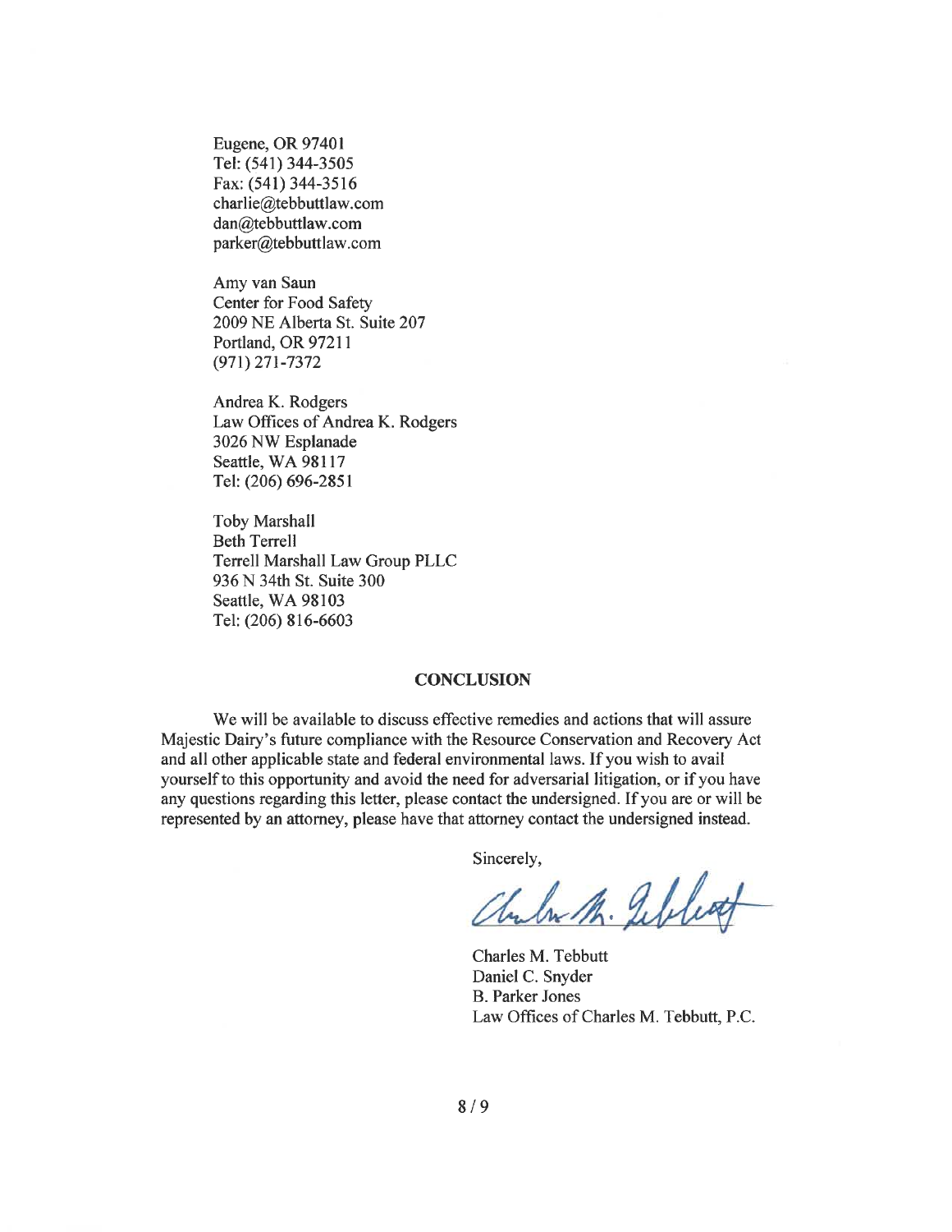Eugene, OR 97401
Tel: (541) 344-3505
Fax: (541) 344-3516
charlie@tebbuttlaw.com
dan@tebbuttlaw.com
parker@tebbuttlaw.com

Amy van Saun
Center for Food Safety
2009 NE Alberta St. Suite 207
Portland, OR 97211
(971) 271-7372

Andrea K. Rodgers
Law Offices of Andrea K. Rodgers
3026 NW Esplanade
Seattle, WA 98117
Tel: (206) 696-2851

Toby Marshall
Beth Terrell
Terrell Marshall Law Group PLLC
936 N 34th St. Suite 300
Seattle, WA 98103
Tel: (206) 816-6603

## CONCLUSION

We will be available to discuss effective remedies and actions that will assure Majestic Dairy's future compliance with the Resource Conservation and Recovery Act and all other applicable state and federal environmental laws. If you wish to avail yourself to this opportunity and avoid the need for adversarial litigation, or if you have any questions regarding this letter, please contact the undersigned. If you are or will be represented by an attorney, please have that attorney contact the undersigned instead.

Sincerely,

Charles M. Tebbutt
Daniel C. Snyder
B. Parker Jones
Law Offices of Charles M. Tebbutt, P.C.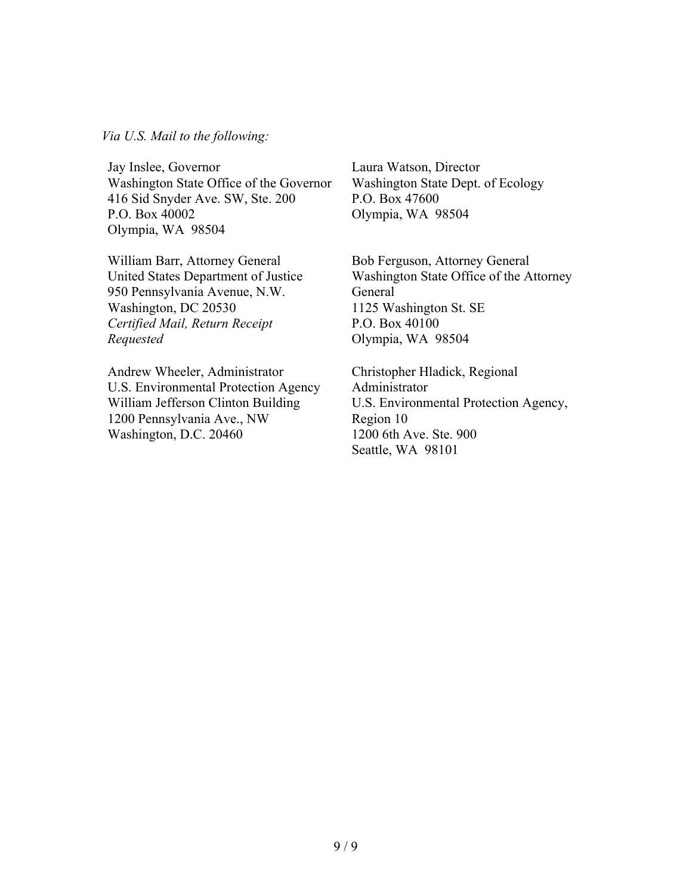*Via U.S. Mail to the following:*

Jay Inslee, Governor
Washington State Office of the Governor
416 Sid Snyder Ave. SW, Ste. 200
P.O. Box 40002
Olympia, WA 98504

Laura Watson, Director
Washington State Dept. of Ecology
P.O. Box 47600
Olympia, WA 98504

William Barr, Attorney General
United States Department of Justice
950 Pennsylvania Avenue, N.W.
Washington, DC 20530
*Certified Mail, Return Receipt Requested*

Bob Ferguson, Attorney General
Washington State Office of the Attorney General
1125 Washington St. SE
P.O. Box 40100
Olympia, WA 98504

Andrew Wheeler, Administrator
U.S. Environmental Protection Agency
William Jefferson Clinton Building
1200 Pennsylvania Ave., NW
Washington, D.C. 20460

Christopher Hladick, Regional Administrator
U.S. Environmental Protection Agency, Region 10
1200 6th Ave. Ste. 900
Seattle, WA 98101